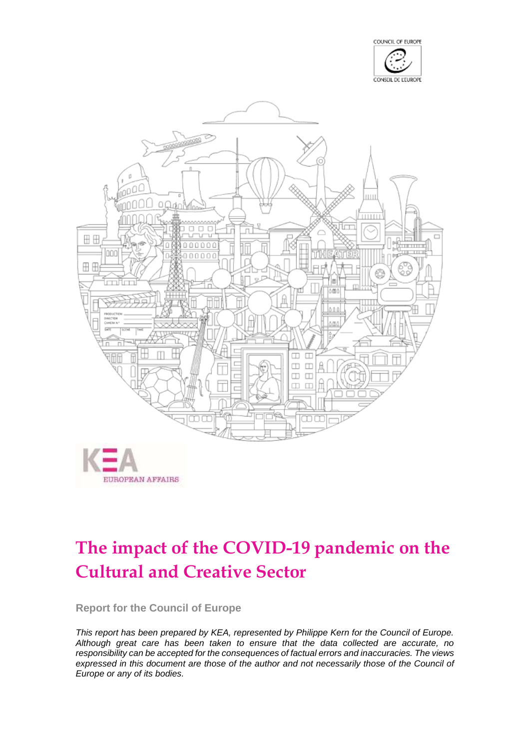COUNCIL OF EUROPE

CONSEIL DE L'EUROPE

KEA

EUROPEAN AFFAIRS

# The impact of the COVID-19 pandemic on the Cultural and Creative Sector

**Report for the Council of Europe**

*This report has been prepared by KEA, represented by Philippe Kern for the Council of Europe. Although great care has been taken to ensure that the data collected are accurate, no responsibility can be accepted for the consequences of factual errors and inaccuracies. The views expressed in this document are those of the author and not necessarily those of the Council of Europe or any of its bodies.*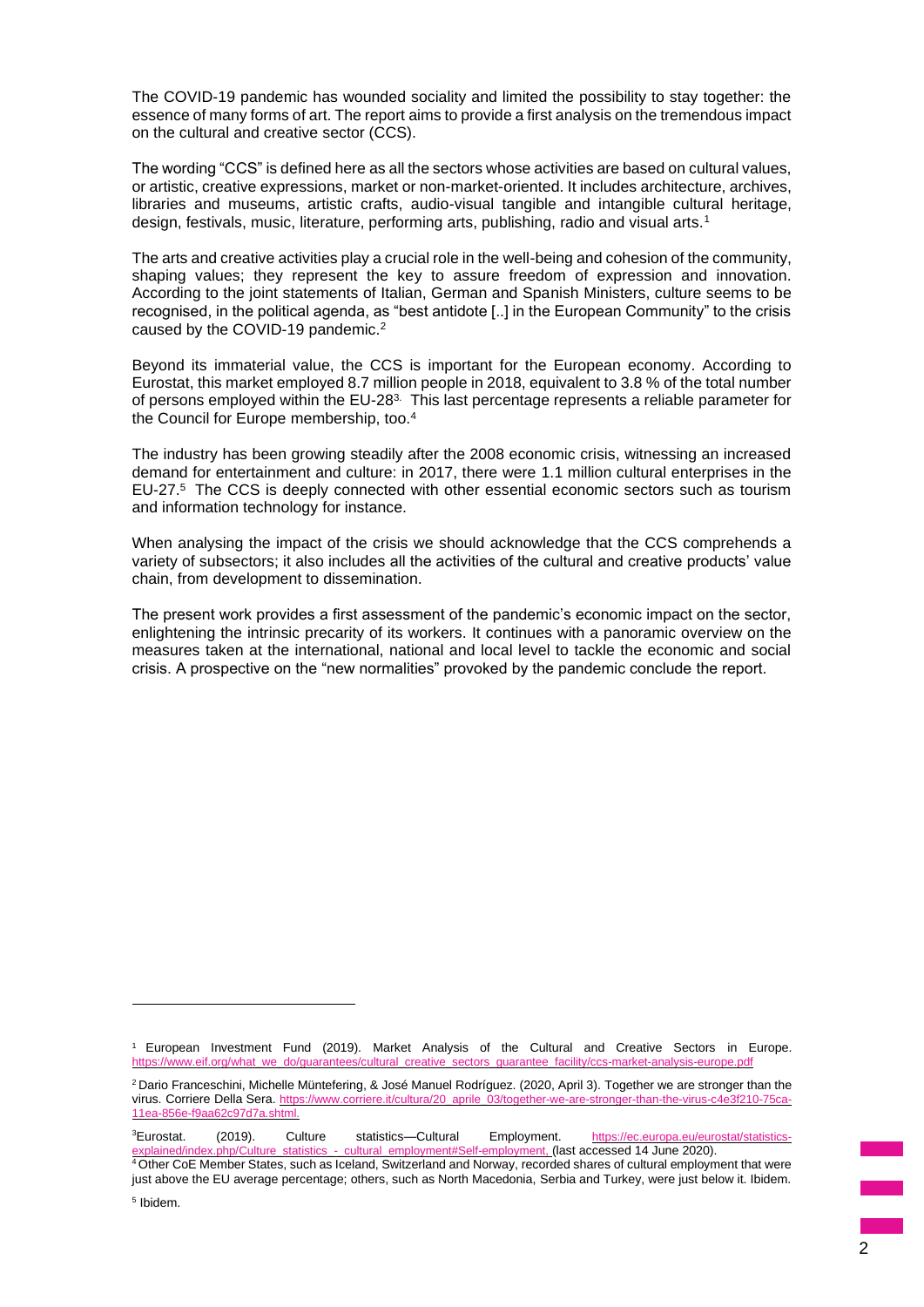The COVID-19 pandemic has wounded sociality and limited the possibility to stay together: the essence of many forms of art. The report aims to provide a first analysis on the tremendous impact on the cultural and creative sector (CCS).

The wording "CCS" is defined here as all the sectors whose activities are based on cultural values, or artistic, creative expressions, market or non-market-oriented. It includes architecture, archives, libraries and museums, artistic crafts, audio-visual tangible and intangible cultural heritage, design, festivals, music, literature, performing arts, publishing, radio and visual arts.[1]

The arts and creative activities play a crucial role in the well-being and cohesion of the community, shaping values; they represent the key to assure freedom of expression and innovation. According to the joint statements of Italian, German and Spanish Ministers, culture seems to be recognised, in the political agenda, as "best antidote [..] in the European Community" to the crisis caused by the COVID-19 pandemic.[2]

Beyond its immaterial value, the CCS is important for the European economy. According to Eurostat, this market employed 8.7 million people in 2018, equivalent to 3.8 % of the total number of persons employed within the EU-28[3]. This last percentage represents a reliable parameter for the Council for Europe membership, too.[4]

The industry has been growing steadily after the 2008 economic crisis, witnessing an increased demand for entertainment and culture: in 2017, there were 1.1 million cultural enterprises in the EU-27.[5] The CCS is deeply connected with other essential economic sectors such as tourism and information technology for instance.

When analysing the impact of the crisis we should acknowledge that the CCS comprehends a variety of subsectors; it also includes all the activities of the cultural and creative products' value chain, from development to dissemination.

The present work provides a first assessment of the pandemic's economic impact on the sector, enlightening the intrinsic precarity of its workers. It continues with a panoramic overview on the measures taken at the international, national and local level to tackle the economic and social crisis. A prospective on the "new normalities" provoked by the pandemic conclude the report.

---

[1] European Investment Fund (2019). Market Analysis of the Cultural and Creative Sectors in Europe. https://www.eif.org/what_we_do/guarantees/cultural_creative_sectors_guarantee_facility/ccs-market-analysis-europe.pdf

[2] Dario Franceschini, Michelle Müntefering, & José Manuel Rodríguez. (2020, April 3). Together we are stronger than the virus. Corriere Della Sera. https://www.corriere.it/cultura/20_aprile_03/together-we-are-stronger-than-the-virus-c4e3f210-75ca-11ea-856e-f9aa62c97d7a.shtml.

[3] Eurostat. (2019). Culture statistics—Cultural Employment. https://ec.europa.eu/eurostat/statistics-explained/index.php/Culture_statistics_-_cultural_employment#Self-employment, (last accessed 14 June 2020).

[4] Other CoE Member States, such as Iceland, Switzerland and Norway, recorded shares of cultural employment that were just above the EU average percentage; others, such as North Macedonia, Serbia and Turkey, were just below it. Ibidem.

[5] Ibidem.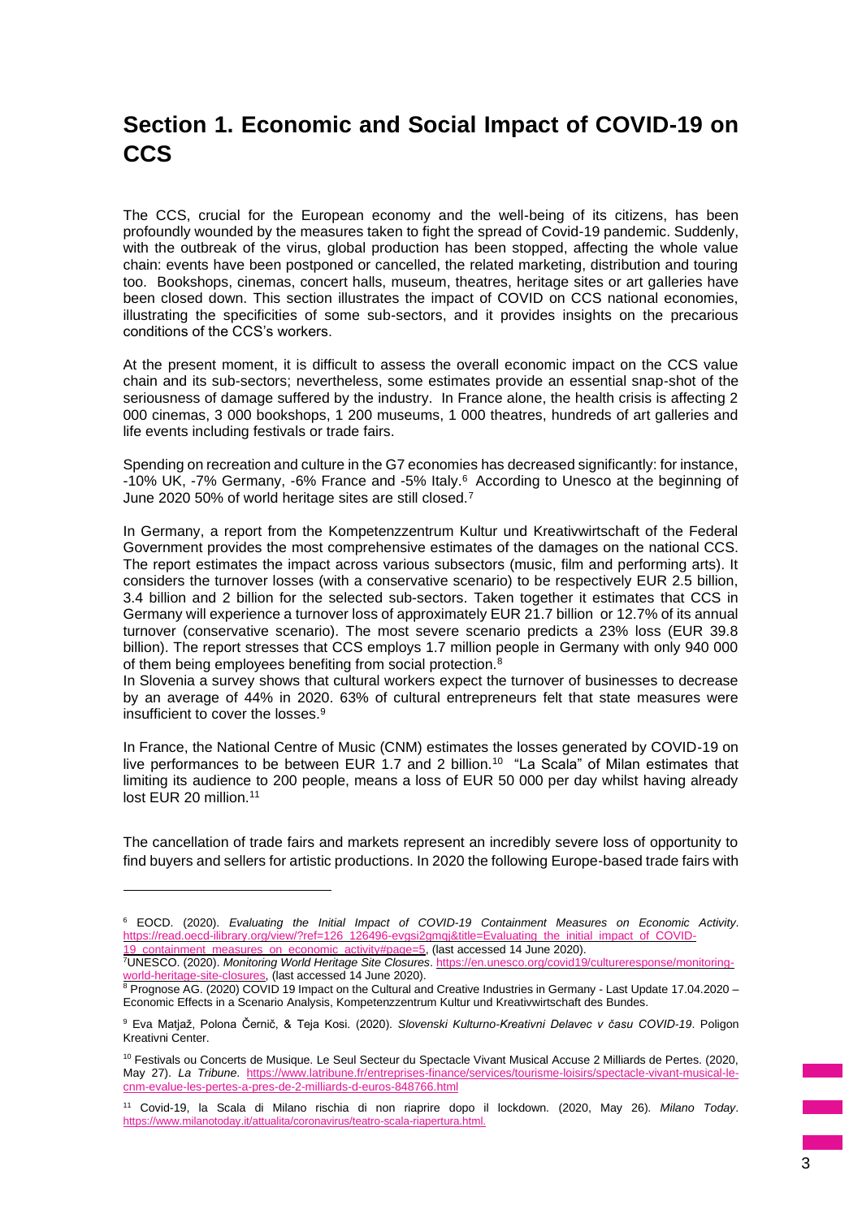# Section 1. Economic and Social Impact of COVID-19 on CCS

The CCS, crucial for the European economy and the well-being of its citizens, has been profoundly wounded by the measures taken to fight the spread of Covid-19 pandemic. Suddenly, with the outbreak of the virus, global production has been stopped, affecting the whole value chain: events have been postponed or cancelled, the related marketing, distribution and touring too. Bookshops, cinemas, concert halls, museum, theatres, heritage sites or art galleries have been closed down. This section illustrates the impact of COVID on CCS national economies, illustrating the specificities of some sub-sectors, and it provides insights on the precarious conditions of the CCS's workers.

At the present moment, it is difficult to assess the overall economic impact on the CCS value chain and its sub-sectors; nevertheless, some estimates provide an essential snap-shot of the seriousness of damage suffered by the industry. In France alone, the health crisis is affecting 2 000 cinemas, 3 000 bookshops, 1 200 museums, 1 000 theatres, hundreds of art galleries and life events including festivals or trade fairs.

Spending on recreation and culture in the G7 economies has decreased significantly: for instance, -10% UK, -7% Germany, -6% France and -5% Italy.[6] According to Unesco at the beginning of June 2020 50% of world heritage sites are still closed.[7]

In Germany, a report from the Kompetenzzentrum Kultur und Kreativwirtschaft of the Federal Government provides the most comprehensive estimates of the damages on the national CCS. The report estimates the impact across various subsectors (music, film and performing arts). It considers the turnover losses (with a conservative scenario) to be respectively EUR 2.5 billion, 3.4 billion and 2 billion for the selected sub-sectors. Taken together it estimates that CCS in Germany will experience a turnover loss of approximately EUR 21.7 billion or 12.7% of its annual turnover (conservative scenario). The most severe scenario predicts a 23% loss (EUR 39.8 billion). The report stresses that CCS employs 1.7 million people in Germany with only 940 000 of them being employees benefiting from social protection.[8]

In Slovenia a survey shows that cultural workers expect the turnover of businesses to decrease by an average of 44% in 2020. 63% of cultural entrepreneurs felt that state measures were insufficient to cover the losses.[9]

In France, the National Centre of Music (CNM) estimates the losses generated by COVID-19 on live performances to be between EUR 1.7 and 2 billion.[10] "La Scala" of Milan estimates that limiting its audience to 200 people, means a loss of EUR 50 000 per day whilst having already lost EUR 20 million.[11]

The cancellation of trade fairs and markets represent an incredibly severe loss of opportunity to find buyers and sellers for artistic productions. In 2020 the following Europe-based trade fairs with

---

[6] EOCD. (2020). *Evaluating the Initial Impact of COVID-19 Containment Measures on Economic Activity*. https://read.oecd-ilibrary.org/view/?ref=126_126496-evgsi2gmqj&title=Evaluating_the_initial_impact_of_COVID-19_containment_measures_on_economic_activity#page=5, (last accessed 14 June 2020).

[7] UNESCO. (2020). *Monitoring World Heritage Site Closures*. https://en.unesco.org/covid19/cultureresponse/monitoring-world-heritage-site-closures, (last accessed 14 June 2020).

[8] Prognose AG. (2020) COVID 19 Impact on the Cultural and Creative Industries in Germany - Last Update 17.04.2020 – Economic Effects in a Scenario Analysis, Kompetenzzentrum Kultur und Kreativwirtschaft des Bundes.

[9] Eva Matjaž, Polona Černič, & Teja Kosi. (2020). *Slovenski Kulturno-Kreativni Delavec v času COVID-19*. Poligon Kreativni Center.

[10] Festivals ou Concerts de Musique. Le Seul Secteur du Spectacle Vivant Musical Accuse 2 Milliards de Pertes. (2020, May 27). *La Tribune*. https://www.latribune.fr/entreprises-finance/services/tourisme-loisirs/spectacle-vivant-musical-le-cnm-evalue-les-pertes-a-pres-de-2-milliards-d-euros-848766.html

[11] Covid-19, la Scala di Milano rischia di non riaprire dopo il lockdown. (2020, May 26). *Milano Today*. https://www.milanotoday.it/attualita/coronavirus/teatro-scala-riapertura.html.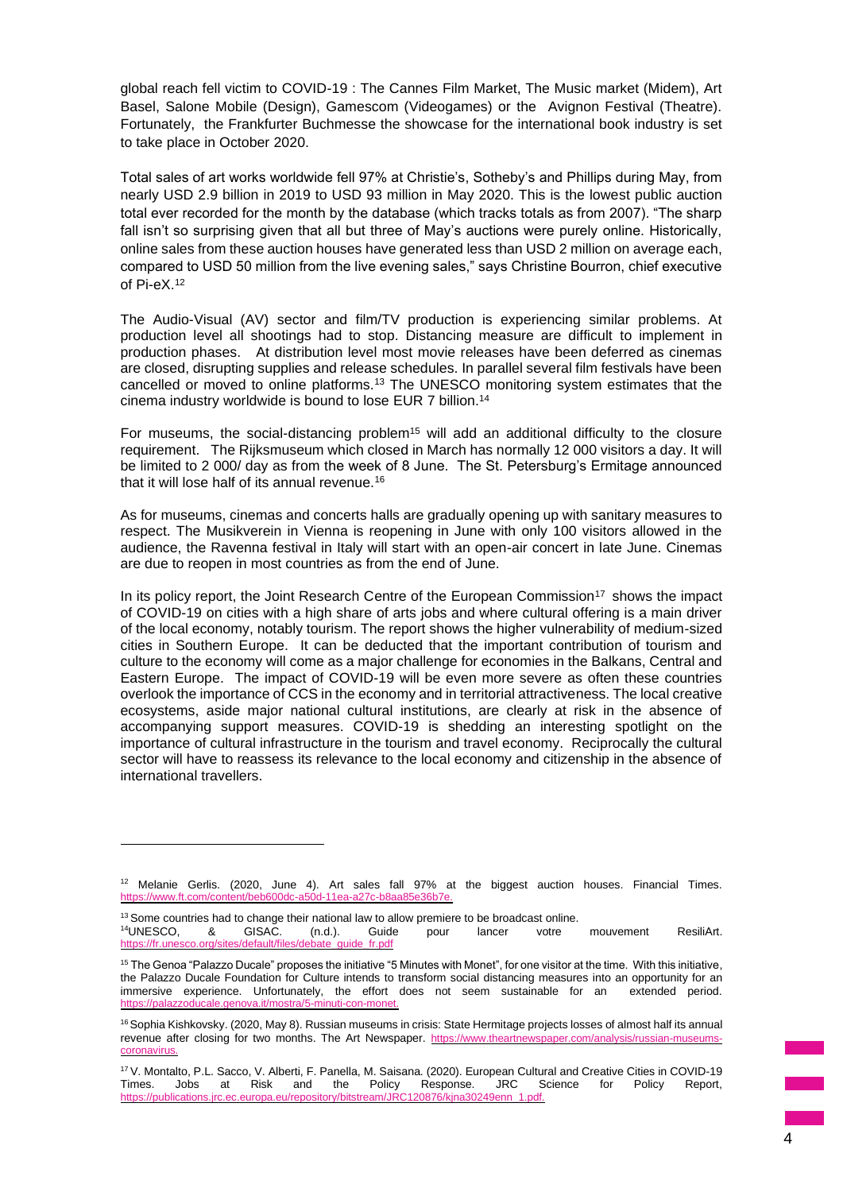global reach fell victim to COVID-19 : The Cannes Film Market, The Music market (Midem), Art Basel, Salone Mobile (Design), Gamescom (Videogames) or the Avignon Festival (Theatre). Fortunately, the Frankfurter Buchmesse the showcase for the international book industry is set to take place in October 2020.

Total sales of art works worldwide fell 97% at Christie's, Sotheby's and Phillips during May, from nearly USD 2.9 billion in 2019 to USD 93 million in May 2020. This is the lowest public auction total ever recorded for the month by the database (which tracks totals as from 2007). "The sharp fall isn't so surprising given that all but three of May's auctions were purely online. Historically, online sales from these auction houses have generated less than USD 2 million on average each, compared to USD 50 million from the live evening sales," says Christine Bourron, chief executive of Pi-eX.[12]

The Audio-Visual (AV) sector and film/TV production is experiencing similar problems. At production level all shootings had to stop. Distancing measure are difficult to implement in production phases. At distribution level most movie releases have been deferred as cinemas are closed, disrupting supplies and release schedules. In parallel several film festivals have been cancelled or moved to online platforms.[13] The UNESCO monitoring system estimates that the cinema industry worldwide is bound to lose EUR 7 billion.[14]

For museums, the social-distancing problem[15] will add an additional difficulty to the closure requirement. The Rijksmuseum which closed in March has normally 12 000 visitors a day. It will be limited to 2 000/ day as from the week of 8 June. The St. Petersburg's Ermitage announced that it will lose half of its annual revenue.[16]

As for museums, cinemas and concerts halls are gradually opening up with sanitary measures to respect. The Musikverein in Vienna is reopening in June with only 100 visitors allowed in the audience, the Ravenna festival in Italy will start with an open-air concert in late June. Cinemas are due to reopen in most countries as from the end of June.

In its policy report, the Joint Research Centre of the European Commission[17] shows the impact of COVID-19 on cities with a high share of arts jobs and where cultural offering is a main driver of the local economy, notably tourism. The report shows the higher vulnerability of medium-sized cities in Southern Europe. It can be deducted that the important contribution of tourism and culture to the economy will come as a major challenge for economies in the Balkans, Central and Eastern Europe. The impact of COVID-19 will be even more severe as often these countries overlook the importance of CCS in the economy and in territorial attractiveness. The local creative ecosystems, aside major national cultural institutions, are clearly at risk in the absence of accompanying support measures. COVID-19 is shedding an interesting spotlight on the importance of cultural infrastructure in the tourism and travel economy. Reciprocally the cultural sector will have to reassess its relevance to the local economy and citizenship in the absence of international travellers.

---

[12] Melanie Gerlis. (2020, June 4). Art sales fall 97% at the biggest auction houses. Financial Times. https://www.ft.com/content/beb600dc-a50d-11ea-a27c-b8aa85e36b7e.

[13] Some countries had to change their national law to allow premiere to be broadcast online.

[14] UNESCO, & GISAC. (n.d.). Guide pour lancer votre mouvement ResiliArt. https://fr.unesco.org/sites/default/files/debate_guide_fr.pdf

[15] The Genoa "Palazzo Ducale" proposes the initiative "5 Minutes with Monet", for one visitor at the time. With this initiative, the Palazzo Ducale Foundation for Culture intends to transform social distancing measures into an opportunity for an immersive experience. Unfortunately, the effort does not seem sustainable for an extended period. https://palazzoducale.genova.it/mostra/5-minuti-con-monet.

[16] Sophia Kishkovsky. (2020, May 8). Russian museums in crisis: State Hermitage projects losses of almost half its annual revenue after closing for two months. The Art Newspaper. https://www.theartnewspaper.com/analysis/russian-museums-coronavirus.

[17] V. Montalto, P.L. Sacco, V. Alberti, F. Panella, M. Saisana. (2020). European Cultural and Creative Cities in COVID-19 Times. Jobs at Risk and the Policy Response. JRC Science for Policy Report, https://publications.jrc.ec.europa.eu/repository/bitstream/JRC120876/kjna30249enn_1.pdf.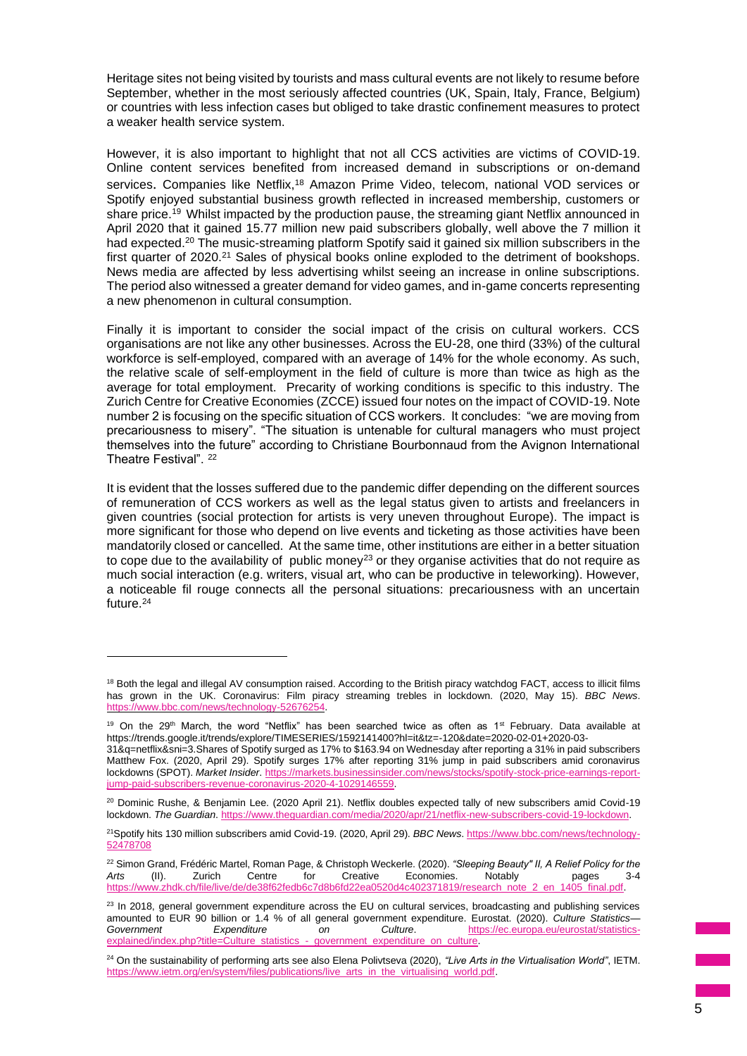Heritage sites not being visited by tourists and mass cultural events are not likely to resume before September, whether in the most seriously affected countries (UK, Spain, Italy, France, Belgium) or countries with less infection cases but obliged to take drastic confinement measures to protect a weaker health service system.

However, it is also important to highlight that not all CCS activities are victims of COVID-19. Online content services benefited from increased demand in subscriptions or on-demand services. Companies like Netflix,[18] Amazon Prime Video, telecom, national VOD services or Spotify enjoyed substantial business growth reflected in increased membership, customers or share price.[19] Whilst impacted by the production pause, the streaming giant Netflix announced in April 2020 that it gained 15.77 million new paid subscribers globally, well above the 7 million it had expected.[20] The music-streaming platform Spotify said it gained six million subscribers in the first quarter of 2020.[21] Sales of physical books online exploded to the detriment of bookshops. News media are affected by less advertising whilst seeing an increase in online subscriptions. The period also witnessed a greater demand for video games, and in-game concerts representing a new phenomenon in cultural consumption.

Finally it is important to consider the social impact of the crisis on cultural workers. CCS organisations are not like any other businesses. Across the EU-28, one third (33%) of the cultural workforce is self-employed, compared with an average of 14% for the whole economy. As such, the relative scale of self-employment in the field of culture is more than twice as high as the average for total employment. Precarity of working conditions is specific to this industry. The Zurich Centre for Creative Economies (ZCCE) issued four notes on the impact of COVID-19. Note number 2 is focusing on the specific situation of CCS workers. It concludes: "we are moving from precariousness to misery". "The situation is untenable for cultural managers who must project themselves into the future" according to Christiane Bourbonnaud from the Avignon International Theatre Festival".[22]

It is evident that the losses suffered due to the pandemic differ depending on the different sources of remuneration of CCS workers as well as the legal status given to artists and freelancers in given countries (social protection for artists is very uneven throughout Europe). The impact is more significant for those who depend on live events and ticketing as those activities have been mandatorily closed or cancelled. At the same time, other institutions are either in a better situation to cope due to the availability of public money[23] or they organise activities that do not require as much social interaction (e.g. writers, visual art, who can be productive in teleworking). However, a noticeable fil rouge connects all the personal situations: precariousness with an uncertain future.[24]

---

[18] Both the legal and illegal AV consumption raised. According to the British piracy watchdog FACT, access to illicit films has grown in the UK. Coronavirus: Film piracy streaming trebles in lockdown. (2020, May 15). *BBC News*. https://www.bbc.com/news/technology-52676254.

[19] On the 29th March, the word "Netflix" has been searched twice as often as 1st February. Data available at https://trends.google.it/trends/explore/TIMESERIES/1592141400?hl=it&tz=-120&date=2020-02-01+2020-03-31&q=netflix&sni=3.Shares of Spotify surged as 17% to $163.94 on Wednesday after reporting a 31% in paid subscribers Matthew Fox. (2020, April 29). Spotify surges 17% after reporting 31% jump in paid subscribers amid coronavirus lockdowns (SPOT). *Market Insider*. https://markets.businessinsider.com/news/stocks/spotify-stock-price-earnings-report-jump-paid-subscribers-revenue-coronavirus-2020-4-1029146559.

[20] Dominic Rushe, & Benjamin Lee. (2020 April 21). Netflix doubles expected tally of new subscribers amid Covid-19 lockdown. *The Guardian*. https://www.theguardian.com/media/2020/apr/21/netflix-new-subscribers-covid-19-lockdown.

[21] Spotify hits 130 million subscribers amid Covid-19. (2020, April 29). *BBC News*. https://www.bbc.com/news/technology-52478708

[22] Simon Grand, Frédéric Martel, Roman Page, & Christoph Weckerle. (2020). *"Sleeping Beauty" II, A Relief Policy for the Arts* (II). Zurich Centre for Creative Economies. Notably pages 3-4 https://www.zhdk.ch/file/live/de/de38f62fedb6c7d8b6fd22ea0520d4c402371819/research_note_2_en_1405_final.pdf.

[23] In 2018, general government expenditure across the EU on cultural services, broadcasting and publishing services amounted to EUR 90 billion or 1.4 % of all general government expenditure. Eurostat. (2020). *Culture Statistics— Government Expenditure on Culture*. https://ec.europa.eu/eurostat/statistics-explained/index.php?title=Culture_statistics_-_government_expenditure_on_culture.

[24] On the sustainability of performing arts see also Elena Polivtseva (2020), *"Live Arts in the Virtualisation World"*, IETM. https://www.ietm.org/en/system/files/publications/live_arts_in_the_virtualising_world.pdf.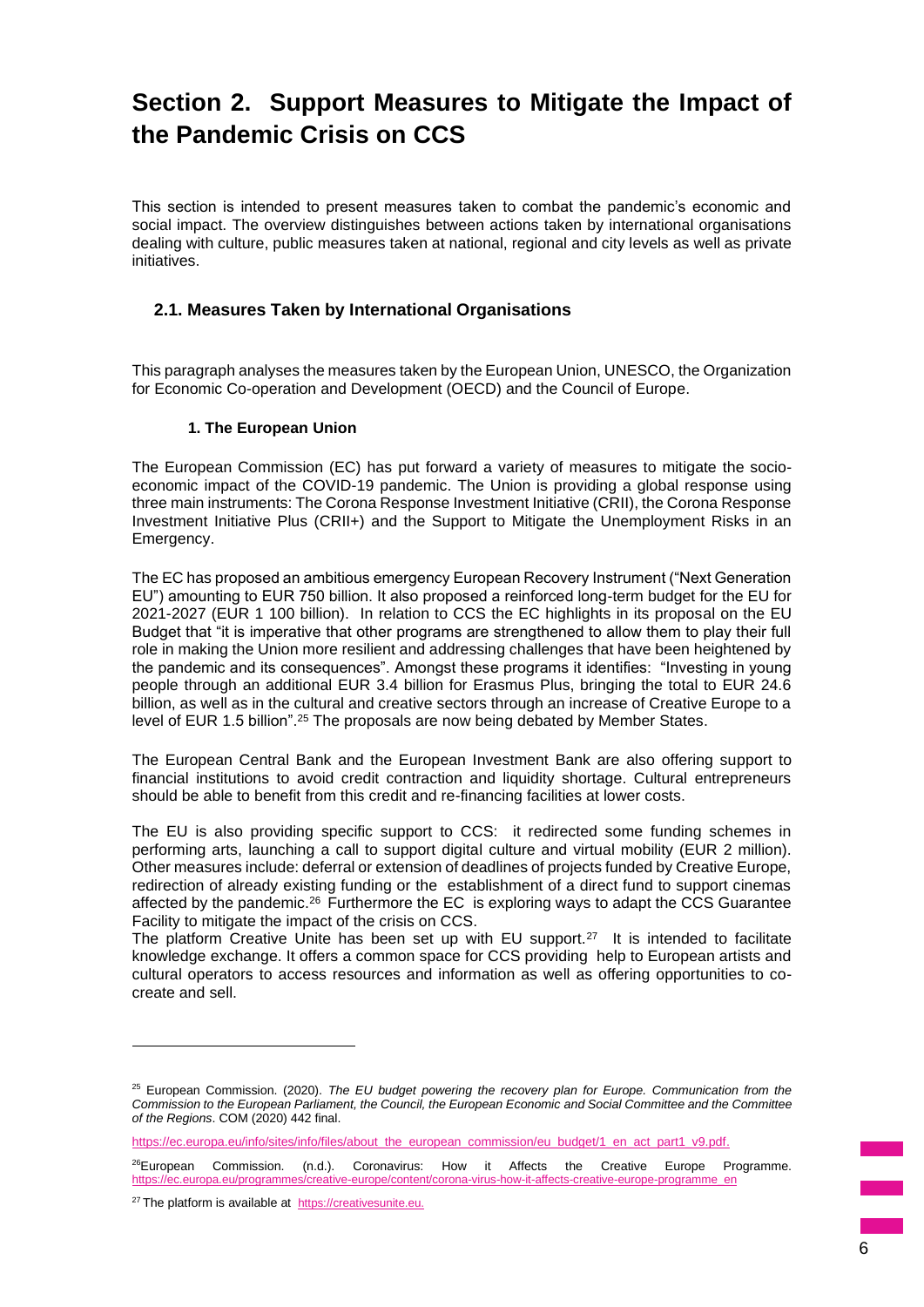# Section 2. Support Measures to Mitigate the Impact of the Pandemic Crisis on CCS

This section is intended to present measures taken to combat the pandemic's economic and social impact. The overview distinguishes between actions taken by international organisations dealing with culture, public measures taken at national, regional and city levels as well as private initiatives.

## 2.1. Measures Taken by International Organisations

This paragraph analyses the measures taken by the European Union, UNESCO, the Organization for Economic Co-operation and Development (OECD) and the Council of Europe.

### 1. The European Union

The European Commission (EC) has put forward a variety of measures to mitigate the socio-economic impact of the COVID-19 pandemic. The Union is providing a global response using three main instruments: The Corona Response Investment Initiative (CRII), the Corona Response Investment Initiative Plus (CRII+) and the Support to Mitigate the Unemployment Risks in an Emergency.

The EC has proposed an ambitious emergency European Recovery Instrument ("Next Generation EU") amounting to EUR 750 billion. It also proposed a reinforced long-term budget for the EU for 2021-2027 (EUR 1 100 billion). In relation to CCS the EC highlights in its proposal on the EU Budget that "it is imperative that other programs are strengthened to allow them to play their full role in making the Union more resilient and addressing challenges that have been heightened by the pandemic and its consequences". Amongst these programs it identifies: "Investing in young people through an additional EUR 3.4 billion for Erasmus Plus, bringing the total to EUR 24.6 billion, as well as in the cultural and creative sectors through an increase of Creative Europe to a level of EUR 1.5 billion".[25] The proposals are now being debated by Member States.

The European Central Bank and the European Investment Bank are also offering support to financial institutions to avoid credit contraction and liquidity shortage. Cultural entrepreneurs should be able to benefit from this credit and re-financing facilities at lower costs.

The EU is also providing specific support to CCS: it redirected some funding schemes in performing arts, launching a call to support digital culture and virtual mobility (EUR 2 million). Other measures include: deferral or extension of deadlines of projects funded by Creative Europe, redirection of already existing funding or the establishment of a direct fund to support cinemas affected by the pandemic.[26] Furthermore the EC is exploring ways to adapt the CCS Guarantee Facility to mitigate the impact of the crisis on CCS.
The platform Creative Unite has been set up with EU support.[27] It is intended to facilitate knowledge exchange. It offers a common space for CCS providing help to European artists and cultural operators to access resources and information as well as offering opportunities to co-create and sell.

---

[25] European Commission. (2020). *The EU budget powering the recovery plan for Europe. Communication from the Commission to the European Parliament, the Council, the European Economic and Social Committee and the Committee of the Regions*. COM (2020) 442 final.

https://ec.europa.eu/info/sites/info/files/about_the_european_commission/eu_budget/1_en_act_part1_v9.pdf.

[26] European Commission. (n.d.). Coronavirus: How it Affects the Creative Europe Programme. https://ec.europa.eu/programmes/creative-europe/content/corona-virus-how-it-affects-creative-europe-programme_en

[27] The platform is available at https://creativesunite.eu.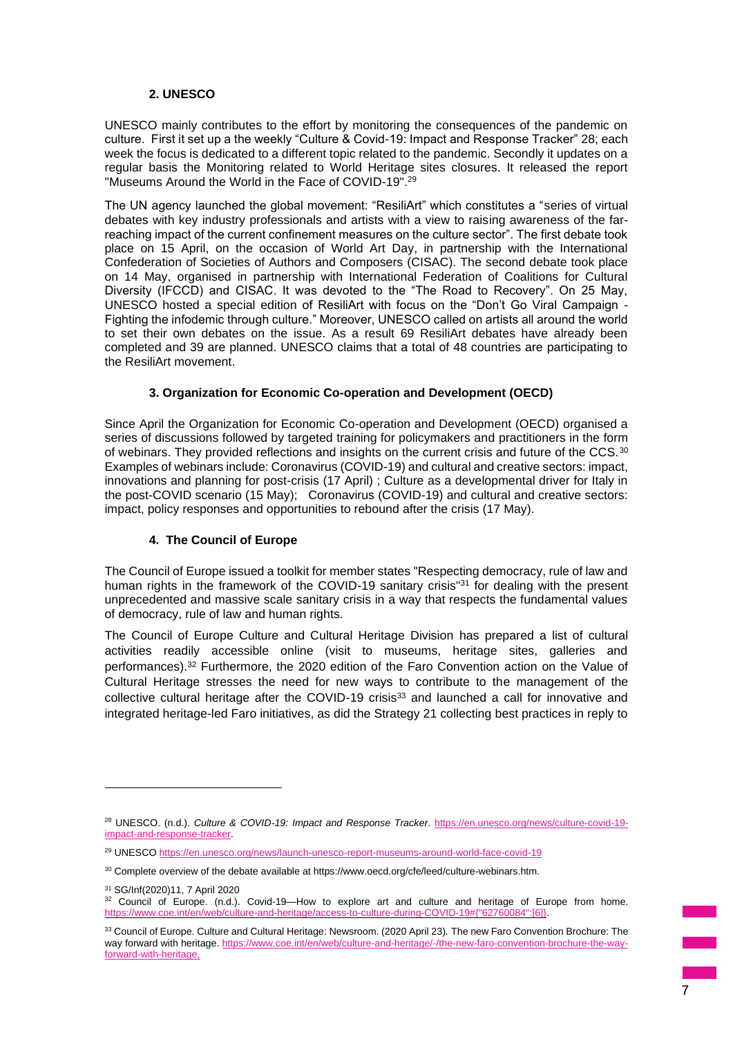### 2. UNESCO

UNESCO mainly contributes to the effort by monitoring the consequences of the pandemic on culture. First it set up a weekly "Culture & Covid-19: Impact and Response Tracker" 28; each week the focus is dedicated to a different topic related to the pandemic. Secondly it updates on a regular basis the Monitoring related to World Heritage sites closures. It released the report "Museums Around the World in the Face of COVID-19".[29]

The UN agency launched the global movement: "ResiliArt" which constitutes a "series of virtual debates with key industry professionals and artists with a view to raising awareness of the far-reaching impact of the current confinement measures on the culture sector". The first debate took place on 15 April, on the occasion of World Art Day, in partnership with the International Confederation of Societies of Authors and Composers (CISAC). The second debate took place on 14 May, organised in partnership with International Federation of Coalitions for Cultural Diversity (IFCCD) and CISAC. It was devoted to the "The Road to Recovery". On 25 May, UNESCO hosted a special edition of ResiliArt with focus on the "Don't Go Viral Campaign - Fighting the infodemic through culture." Moreover, UNESCO called on artists all around the world to set their own debates on the issue. As a result 69 ResiliArt debates have already been completed and 39 are planned. UNESCO claims that a total of 48 countries are participating to the ResiliArt movement.

### 3. Organization for Economic Co-operation and Development (OECD)

Since April the Organization for Economic Co-operation and Development (OECD) organised a series of discussions followed by targeted training for policymakers and practitioners in the form of webinars. They provided reflections and insights on the current crisis and future of the CCS.[30] Examples of webinars include: Coronavirus (COVID-19) and cultural and creative sectors: impact, innovations and planning for post-crisis (17 April) ; Culture as a developmental driver for Italy in the post-COVID scenario (15 May); Coronavirus (COVID-19) and cultural and creative sectors: impact, policy responses and opportunities to rebound after the crisis (17 May).

### 4. The Council of Europe

The Council of Europe issued a toolkit for member states "Respecting democracy, rule of law and human rights in the framework of the COVID-19 sanitary crisis"[31] for dealing with the present unprecedented and massive scale sanitary crisis in a way that respects the fundamental values of democracy, rule of law and human rights.

The Council of Europe Culture and Cultural Heritage Division has prepared a list of cultural activities readily accessible online (visit to museums, heritage sites, galleries and performances).[32] Furthermore, the 2020 edition of the Faro Convention action on the Value of Cultural Heritage stresses the need for new ways to contribute to the management of the collective cultural heritage after the COVID-19 crisis[33] and launched a call for innovative and integrated heritage-led Faro initiatives, as did the Strategy 21 collecting best practices in reply to

---

[28] UNESCO. (n.d.). *Culture & COVID-19: Impact and Response Tracker*. https://en.unesco.org/news/culture-covid-19-impact-and-response-tracker.

[29] UNESCO https://en.unesco.org/news/launch-unesco-report-museums-around-world-face-covid-19

[30] Complete overview of the debate available at https://www.oecd.org/cfe/leed/culture-webinars.htm.

[31] SG/Inf(2020)11, 7 April 2020

[32] Council of Europe. (n.d.). Covid-19—How to explore art and culture and heritage of Europe from home. https://www.coe.int/en/web/culture-and-heritage/access-to-culture-during-COVID-19#{"62760084":[6]}.

[33] Council of Europe. Culture and Cultural Heritage: Newsroom. (2020 April 23). The new Faro Convention Brochure: The way forward with heritage. https://www.coe.int/en/web/culture-and-heritage/-/the-new-faro-convention-brochure-the-way-forward-with-heritage.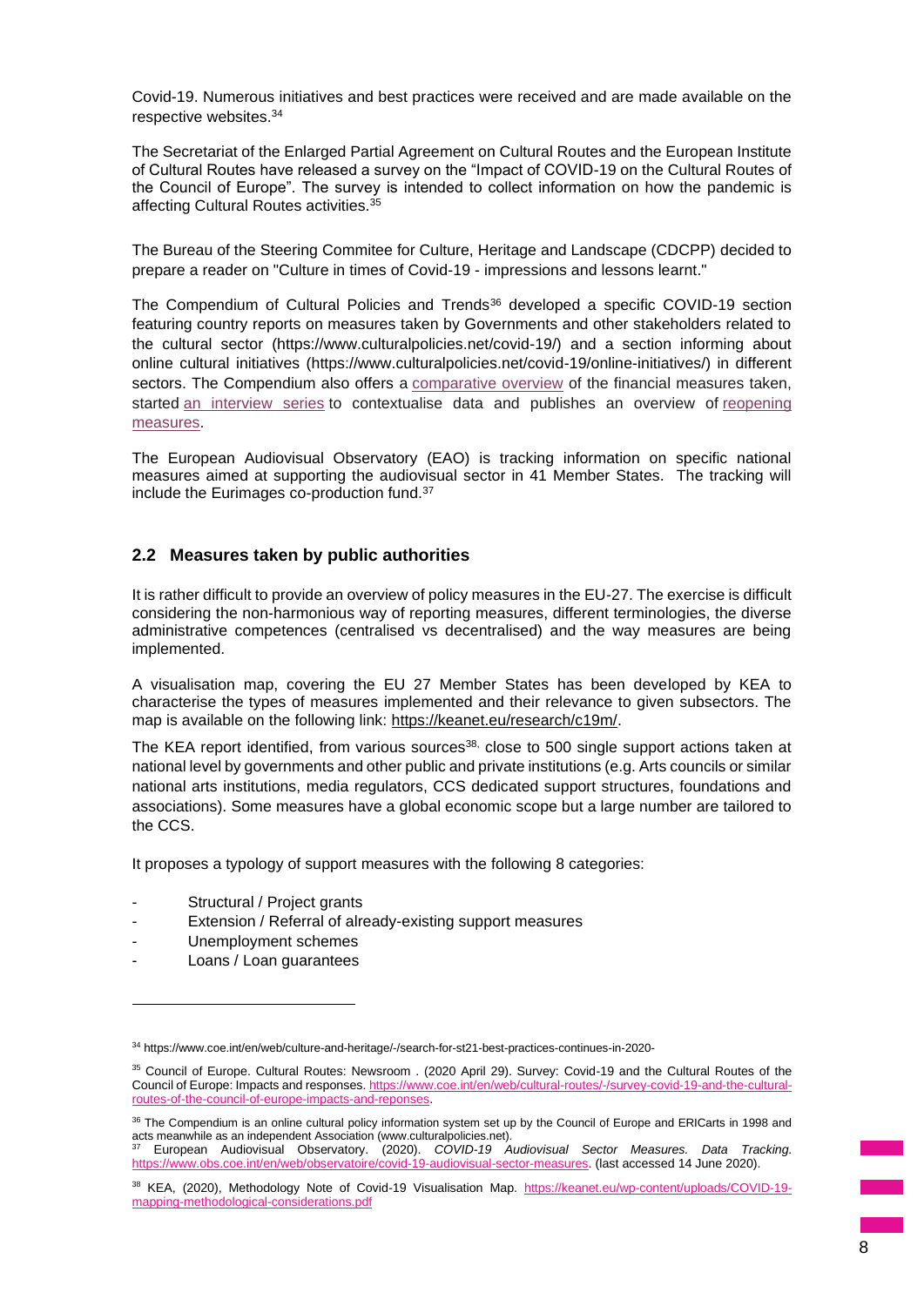Covid-19. Numerous initiatives and best practices were received and are made available on the respective websites.[34]

The Secretariat of the Enlarged Partial Agreement on Cultural Routes and the European Institute of Cultural Routes have released a survey on the "Impact of COVID-19 on the Cultural Routes of the Council of Europe". The survey is intended to collect information on how the pandemic is affecting Cultural Routes activities.[35]

The Bureau of the Steering Commitee for Culture, Heritage and Landscape (CDCPP) decided to prepare a reader on "Culture in times of Covid-19 - impressions and lessons learnt."

The Compendium of Cultural Policies and Trends[36] developed a specific COVID-19 section featuring country reports on measures taken by Governments and other stakeholders related to the cultural sector (https://www.culturalpolicies.net/covid-19/) and a section informing about online cultural initiatives (https://www.culturalpolicies.net/covid-19/online-initiatives/) in different sectors. The Compendium also offers a comparative overview of the financial measures taken, started an interview series to contextualise data and publishes an overview of reopening measures.

The European Audiovisual Observatory (EAO) is tracking information on specific national measures aimed at supporting the audiovisual sector in 41 Member States. The tracking will include the Eurimages co-production fund.[37]

## 2.2 Measures taken by public authorities

It is rather difficult to provide an overview of policy measures in the EU-27. The exercise is difficult considering the non-harmonious way of reporting measures, different terminologies, the diverse administrative competences (centralised vs decentralised) and the way measures are being implemented.

A visualisation map, covering the EU 27 Member States has been developed by KEA to characterise the types of measures implemented and their relevance to given subsectors. The map is available on the following link: https://keanet.eu/research/c19m/.

The KEA report identified, from various sources[38], close to 500 single support actions taken at national level by governments and other public and private institutions (e.g. Arts councils or similar national arts institutions, media regulators, CCS dedicated support structures, foundations and associations). Some measures have a global economic scope but a large number are tailored to the CCS.

It proposes a typology of support measures with the following 8 categories:

- Structural / Project grants
- Extension / Referral of already-existing support measures
- Unemployment schemes
- Loans / Loan guarantees

---

[34] https://www.coe.int/en/web/culture-and-heritage/-/search-for-st21-best-practices-continues-in-2020-

[35] Council of Europe. Cultural Routes: Newsroom . (2020 April 29). Survey: Covid-19 and the Cultural Routes of the Council of Europe: Impacts and responses. https://www.coe.int/en/web/cultural-routes/-/survey-covid-19-and-the-cultural-routes-of-the-council-of-europe-impacts-and-reponses.

[36] The Compendium is an online cultural policy information system set up by the Council of Europe and ERICarts in 1998 and acts meanwhile as an independent Association (www.culturalpolicies.net).

[37] European Audiovisual Observatory. (2020). *COVID-19 Audiovisual Sector Measures. Data Tracking.* https://www.obs.coe.int/en/web/observatoire/covid-19-audiovisual-sector-measures. (last accessed 14 June 2020).

[38] KEA, (2020), Methodology Note of Covid-19 Visualisation Map. https://keanet.eu/wp-content/uploads/COVID-19-mapping-methodological-considerations.pdf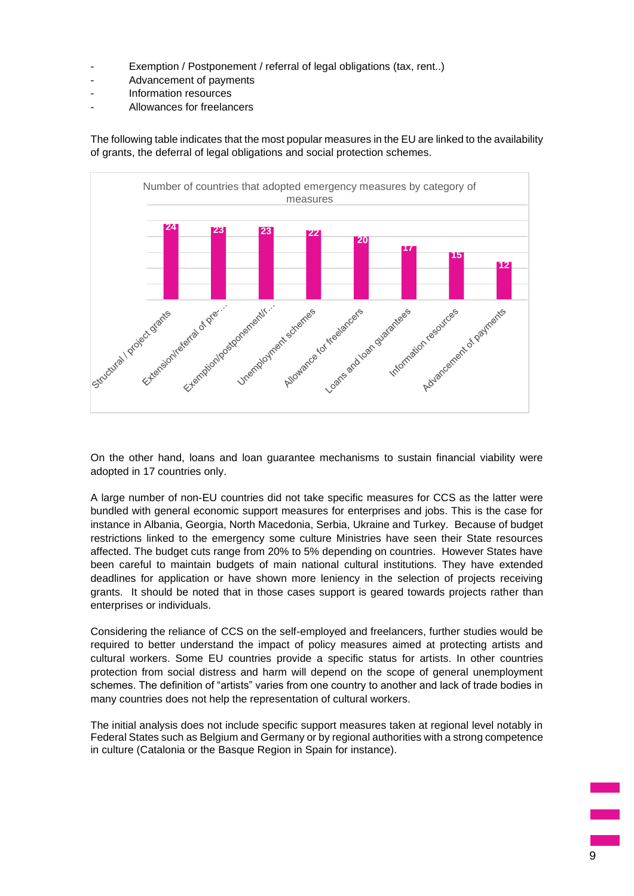- Exemption / Postponement / referral of legal obligations (tax, rent..)
- Advancement of payments
- Information resources
- Allowances for freelancers

The following table indicates that the most popular measures in the EU are linked to the availability of grants, the deferral of legal obligations and social protection schemes.

Number of countries that adopted emergency measures by category of measures

| Category | Number of countries |
| --- | --- |
| Structural / project grants | 24 |
| Extension/referral of pre-… | 23 |
| Exemption/postponement/r… | 23 |
| Unemployment schemes | 22 |
| Allowance for freelancers | 20 |
| Loans and loan guarantees | 17 |
| Information resources | 15 |
| Advancement of payments | 12 |

On the other hand, loans and loan guarantee mechanisms to sustain financial viability were adopted in 17 countries only.

A large number of non-EU countries did not take specific measures for CCS as the latter were bundled with general economic support measures for enterprises and jobs. This is the case for instance in Albania, Georgia, North Macedonia, Serbia, Ukraine and Turkey. Because of budget restrictions linked to the emergency some culture Ministries have seen their State resources affected. The budget cuts range from 20% to 5% depending on countries. However States have been careful to maintain budgets of main national cultural institutions. They have extended deadlines for application or have shown more leniency in the selection of projects receiving grants. It should be noted that in those cases support is geared towards projects rather than enterprises or individuals.

Considering the reliance of CCS on the self-employed and freelancers, further studies would be required to better understand the impact of policy measures aimed at protecting artists and cultural workers. Some EU countries provide a specific status for artists. In other countries protection from social distress and harm will depend on the scope of general unemployment schemes. The definition of "artists" varies from one country to another and lack of trade bodies in many countries does not help the representation of cultural workers.

The initial analysis does not include specific support measures taken at regional level notably in Federal States such as Belgium and Germany or by regional authorities with a strong competence in culture (Catalonia or the Basque Region in Spain for instance).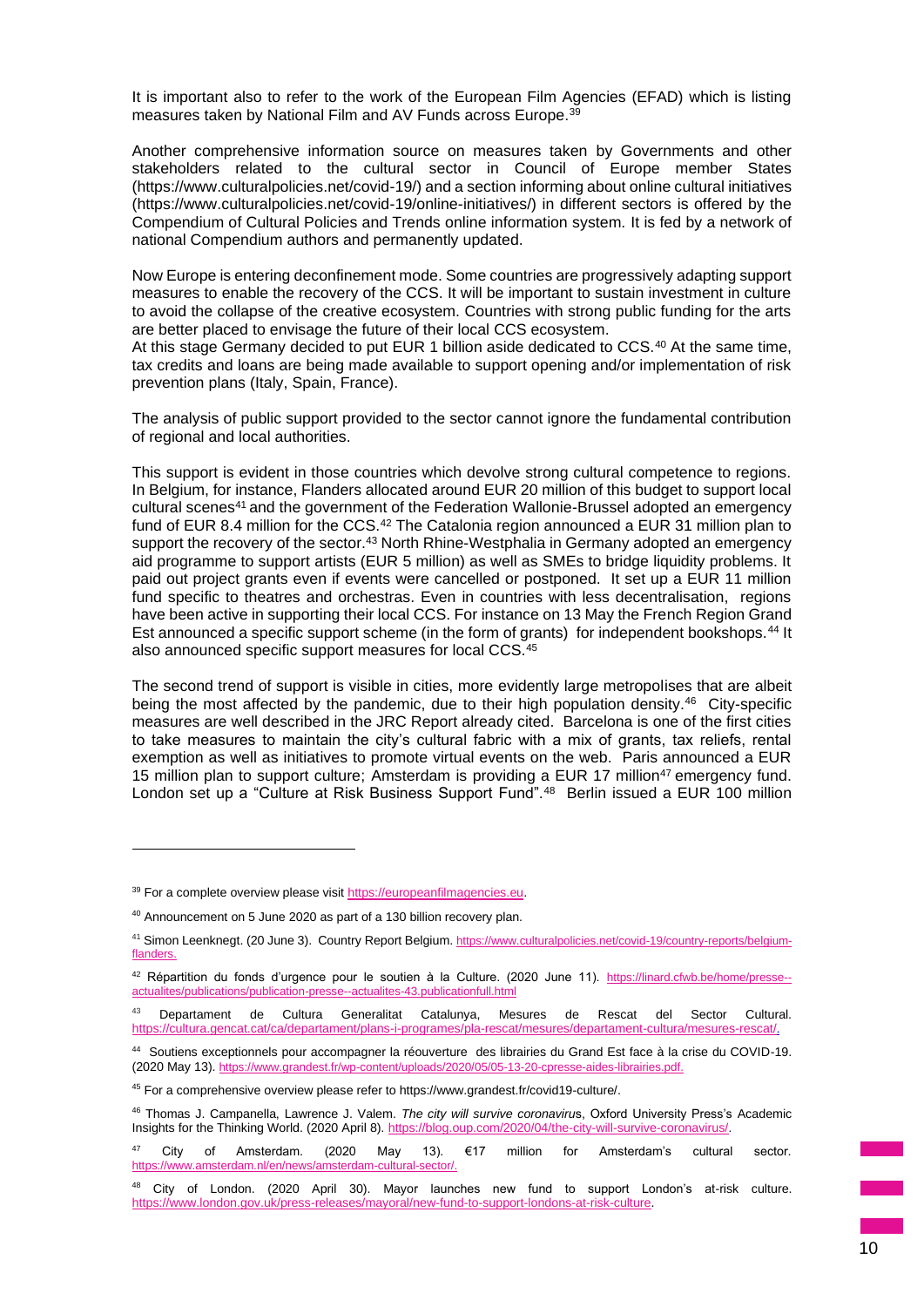It is important also to refer to the work of the European Film Agencies (EFAD) which is listing measures taken by National Film and AV Funds across Europe.[39]

Another comprehensive information source on measures taken by Governments and other stakeholders related to the cultural sector in Council of Europe member States (https://www.culturalpolicies.net/covid-19/) and a section informing about online cultural initiatives (https://www.culturalpolicies.net/covid-19/online-initiatives/) in different sectors is offered by the Compendium of Cultural Policies and Trends online information system. It is fed by a network of national Compendium authors and permanently updated.

Now Europe is entering deconfinement mode. Some countries are progressively adapting support measures to enable the recovery of the CCS. It will be important to sustain investment in culture to avoid the collapse of the creative ecosystem. Countries with strong public funding for the arts are better placed to envisage the future of their local CCS ecosystem.
At this stage Germany decided to put EUR 1 billion aside dedicated to CCS.[40] At the same time, tax credits and loans are being made available to support opening and/or implementation of risk prevention plans (Italy, Spain, France).

The analysis of public support provided to the sector cannot ignore the fundamental contribution of regional and local authorities.

This support is evident in those countries which devolve strong cultural competence to regions. In Belgium, for instance, Flanders allocated around EUR 20 million of this budget to support local cultural scenes[41] and the government of the Federation Wallonie-Brussel adopted an emergency fund of EUR 8.4 million for the CCS.[42] The Catalonia region announced a EUR 31 million plan to support the recovery of the sector.[43] North Rhine-Westphalia in Germany adopted an emergency aid programme to support artists (EUR 5 million) as well as SMEs to bridge liquidity problems. It paid out project grants even if events were cancelled or postponed. It set up a EUR 11 million fund specific to theatres and orchestras. Even in countries with less decentralisation, regions have been active in supporting their local CCS. For instance on 13 May the French Region Grand Est announced a specific support scheme (in the form of grants) for independent bookshops.[44] It also announced specific support measures for local CCS.[45]

The second trend of support is visible in cities, more evidently large metropolises that are albeit being the most affected by the pandemic, due to their high population density.[46] City-specific measures are well described in the JRC Report already cited. Barcelona is one of the first cities to take measures to maintain the city's cultural fabric with a mix of grants, tax reliefs, rental exemption as well as initiatives to promote virtual events on the web. Paris announced a EUR 15 million plan to support culture; Amsterdam is providing a EUR 17 million[47] emergency fund. London set up a "Culture at Risk Business Support Fund".[48] Berlin issued a EUR 100 million

---

[39] For a complete overview please visit https://europeanfilmagencies.eu.

[40] Announcement on 5 June 2020 as part of a 130 billion recovery plan.

[41] Simon Leenknegt. (20 June 3). Country Report Belgium. https://www.culturalpolicies.net/covid-19/country-reports/belgium-flanders.

[42] Répartition du fonds d'urgence pour le soutien à la Culture. (2020 June 11). https://linard.cfwb.be/home/presse--actualites/publications/publication-presse--actualites-43.publicationfull.html

[43] Departament de Cultura Generalitat Catalunya, Mesures de Rescat del Sector Cultural. https://cultura.gencat.cat/ca/departament/plans-i-programes/pla-rescat/mesures/departament-cultura/mesures-rescat/.

[44] Soutiens exceptionnels pour accompagner la réouverture des librairies du Grand Est face à la crise du COVID-19. (2020 May 13). https://www.grandest.fr/wp-content/uploads/2020/05/05-13-20-cpresse-aides-librairies.pdf.

[45] For a comprehensive overview please refer to https://www.grandest.fr/covid19-culture/.

[46] Thomas J. Campanella, Lawrence J. Valem. *The city will survive coronavirus*, Oxford University Press's Academic Insights for the Thinking World. (2020 April 8). https://blog.oup.com/2020/04/the-city-will-survive-coronavirus/.

[47] City of Amsterdam. (2020 May 13). €17 million for Amsterdam's cultural sector. https://www.amsterdam.nl/en/news/amsterdam-cultural-sector/.

[48] City of London. (2020 April 30). Mayor launches new fund to support London's at-risk culture. https://www.london.gov.uk/press-releases/mayoral/new-fund-to-support-londons-at-risk-culture.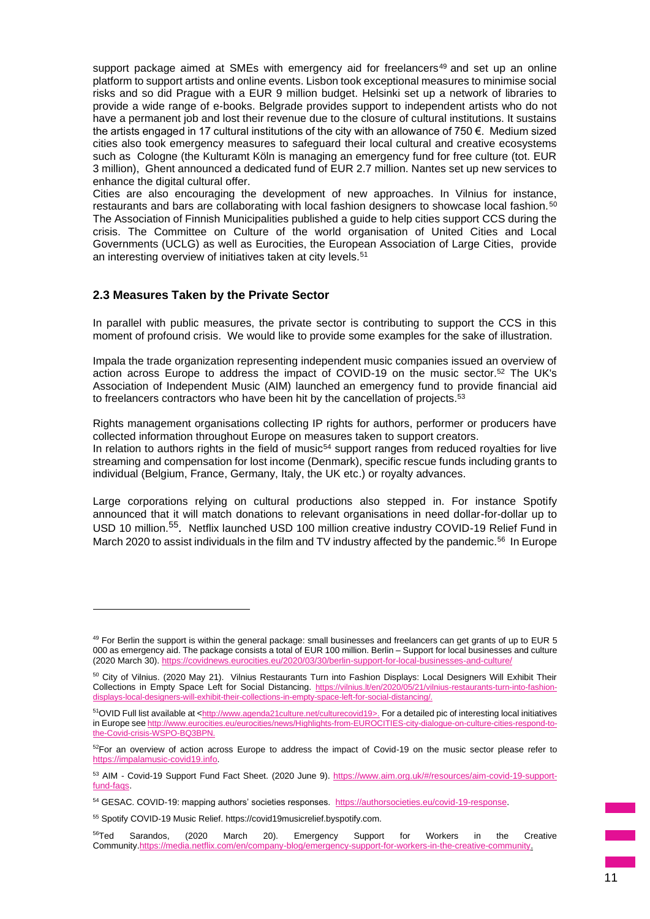support package aimed at SMEs with emergency aid for freelancers[49] and set up an online platform to support artists and online events. Lisbon took exceptional measures to minimise social risks and so did Prague with a EUR 9 million budget. Helsinki set up a network of libraries to provide a wide range of e-books. Belgrade provides support to independent artists who do not have a permanent job and lost their revenue due to the closure of cultural institutions. It sustains the artists engaged in 17 cultural institutions of the city with an allowance of 750 €. Medium sized cities also took emergency measures to safeguard their local cultural and creative ecosystems such as Cologne (the Kulturamt Köln is managing an emergency fund for free culture (tot. EUR 3 million), Ghent announced a dedicated fund of EUR 2.7 million. Nantes set up new services to enhance the digital cultural offer.

Cities are also encouraging the development of new approaches. In Vilnius for instance, restaurants and bars are collaborating with local fashion designers to showcase local fashion.[50] The Association of Finnish Municipalities published a guide to help cities support CCS during the crisis. The Committee on Culture of the world organisation of United Cities and Local Governments (UCLG) as well as Eurocities, the European Association of Large Cities, provide an interesting overview of initiatives taken at city levels.[51]

### 2.3 Measures Taken by the Private Sector

In parallel with public measures, the private sector is contributing to support the CCS in this moment of profound crisis. We would like to provide some examples for the sake of illustration.

Impala the trade organization representing independent music companies issued an overview of action across Europe to address the impact of COVID-19 on the music sector.[52] The UK's Association of Independent Music (AIM) launched an emergency fund to provide financial aid to freelancers contractors who have been hit by the cancellation of projects.[53]

Rights management organisations collecting IP rights for authors, performer or producers have collected information throughout Europe on measures taken to support creators.
In relation to authors rights in the field of music[54] support ranges from reduced royalties for live streaming and compensation for lost income (Denmark), specific rescue funds including grants to individual (Belgium, France, Germany, Italy, the UK etc.) or royalty advances.

Large corporations relying on cultural productions also stepped in. For instance Spotify announced that it will match donations to relevant organisations in need dollar-for-dollar up to USD 10 million.[55]. Netflix launched USD 100 million creative industry COVID-19 Relief Fund in March 2020 to assist individuals in the film and TV industry affected by the pandemic.[56] In Europe

---

[49] For Berlin the support is within the general package: small businesses and freelancers can get grants of up to EUR 5 000 as emergency aid. The package consists a total of EUR 100 million. Berlin – Support for local businesses and culture (2020 March 30). https://covidnews.eurocities.eu/2020/03/30/berlin-support-for-local-businesses-and-culture/

[50] City of Vilnius. (2020 May 21). Vilnius Restaurants Turn into Fashion Displays: Local Designers Will Exhibit Their Collections in Empty Space Left for Social Distancing. https://vilnius.lt/en/2020/05/21/vilnius-restaurants-turn-into-fashion-displays-local-designers-will-exhibit-their-collections-in-empty-space-left-for-social-distancing/.

[51]OVID Full list available at <http://www.agenda21culture.net/culturecovid19>. For a detailed pic of interesting local initiatives in Europe see http://www.eurocities.eu/eurocities/news/Highlights-from-EUROCITIES-city-dialogue-on-culture-cities-respond-to-the-Covid-crisis-WSPO-BQ3BPN.

[52]For an overview of action across Europe to address the impact of Covid-19 on the music sector please refer to https://impalamusic-covid19.info.

[53] AIM - Covid-19 Support Fund Fact Sheet. (2020 June 9). https://www.aim.org.uk/#/resources/aim-covid-19-support-fund-faqs.

[54] GESAC. COVID-19: mapping authors' societies responses. https://authorsocieties.eu/covid-19-response.

[55] Spotify COVID-19 Music Relief. https://covid19musicrelief.byspotify.com.

[56]Ted Sarandos, (2020 March 20). Emergency Support for Workers in the Creative Community.https://media.netflix.com/en/company-blog/emergency-support-for-workers-in-the-creative-community.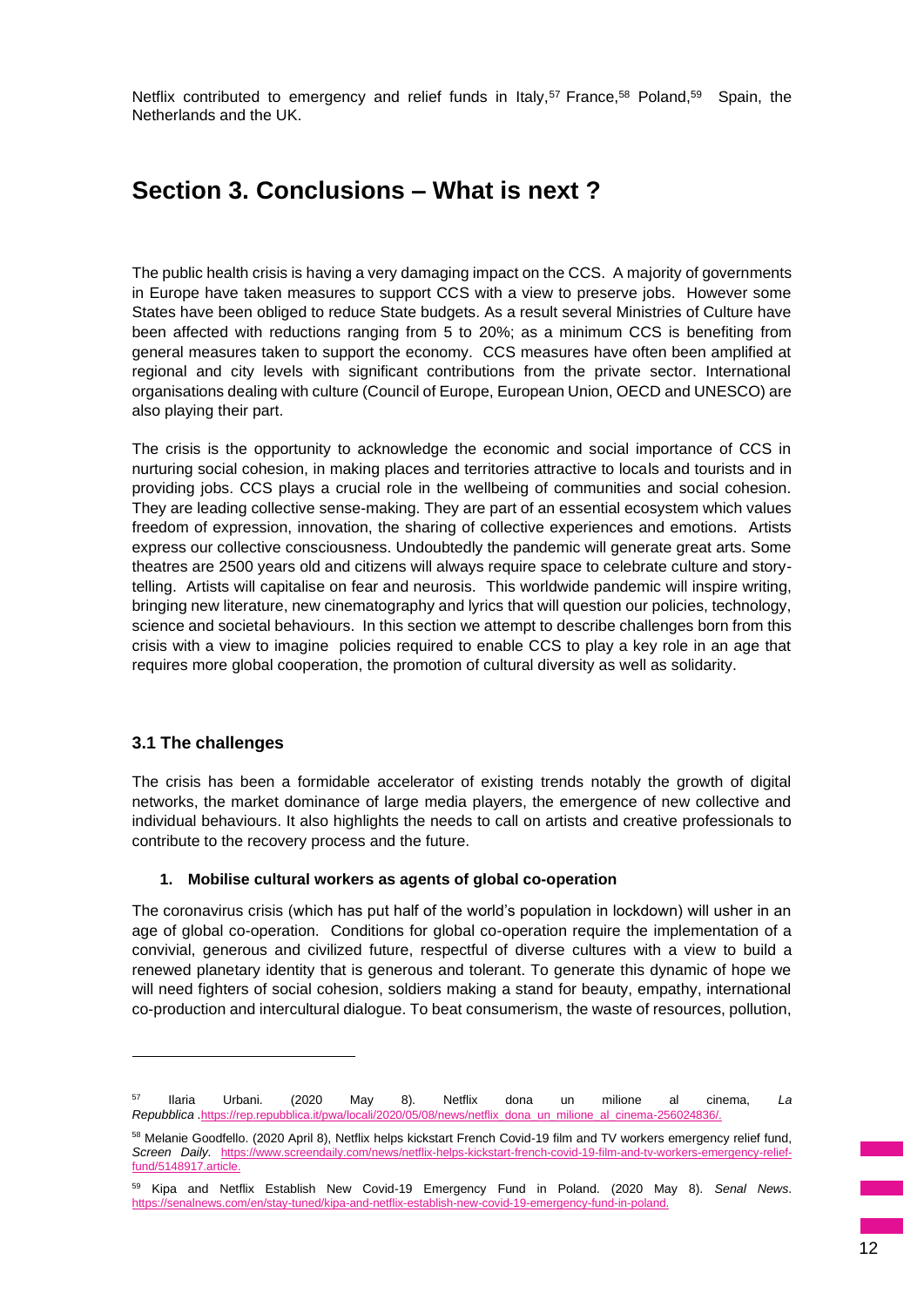Netflix contributed to emergency and relief funds in Italy,[57] France,[58] Poland,[59] Spain, the Netherlands and the UK.

## Section 3. Conclusions – What is next ?

The public health crisis is having a very damaging impact on the CCS. A majority of governments in Europe have taken measures to support CCS with a view to preserve jobs. However some States have been obliged to reduce State budgets. As a result several Ministries of Culture have been affected with reductions ranging from 5 to 20%; as a minimum CCS is benefiting from general measures taken to support the economy. CCS measures have often been amplified at regional and city levels with significant contributions from the private sector. International organisations dealing with culture (Council of Europe, European Union, OECD and UNESCO) are also playing their part.

The crisis is the opportunity to acknowledge the economic and social importance of CCS in nurturing social cohesion, in making places and territories attractive to locals and tourists and in providing jobs. CCS plays a crucial role in the wellbeing of communities and social cohesion. They are leading collective sense-making. They are part of an essential ecosystem which values freedom of expression, innovation, the sharing of collective experiences and emotions. Artists express our collective consciousness. Undoubtedly the pandemic will generate great arts. Some theatres are 2500 years old and citizens will always require space to celebrate culture and story-telling. Artists will capitalise on fear and neurosis. This worldwide pandemic will inspire writing, bringing new literature, new cinematography and lyrics that will question our policies, technology, science and societal behaviours. In this section we attempt to describe challenges born from this crisis with a view to imagine policies required to enable CCS to play a key role in an age that requires more global cooperation, the promotion of cultural diversity as well as solidarity.

### 3.1 The challenges

The crisis has been a formidable accelerator of existing trends notably the growth of digital networks, the market dominance of large media players, the emergence of new collective and individual behaviours. It also highlights the needs to call on artists and creative professionals to contribute to the recovery process and the future.

**1. Mobilise cultural workers as agents of global co-operation**

The coronavirus crisis (which has put half of the world's population in lockdown) will usher in an age of global co-operation. Conditions for global co-operation require the implementation of a convivial, generous and civilized future, respectful of diverse cultures with a view to build a renewed planetary identity that is generous and tolerant. To generate this dynamic of hope we will need fighters of social cohesion, soldiers making a stand for beauty, empathy, international co-production and intercultural dialogue. To beat consumerism, the waste of resources, pollution,

---

[57] Ilaria Urbani. (2020 May 8). Netflix dona un milione al cinema, *La Repubblica* .https://rep.repubblica.it/pwa/locali/2020/05/08/news/netflix_dona_un_milione_al_cinema-256024836/.

[58] Melanie Goodfello. (2020 April 8), Netflix helps kickstart French Covid-19 film and TV workers emergency relief fund, *Screen Daily.* https://www.screendaily.com/news/netflix-helps-kickstart-french-covid-19-film-and-tv-workers-emergency-relief-fund/5148917.article.

[59] Kipa and Netflix Establish New Covid-19 Emergency Fund in Poland. (2020 May 8). *Senal News*. https://senalnews.com/en/stay-tuned/kipa-and-netflix-establish-new-covid-19-emergency-fund-in-poland.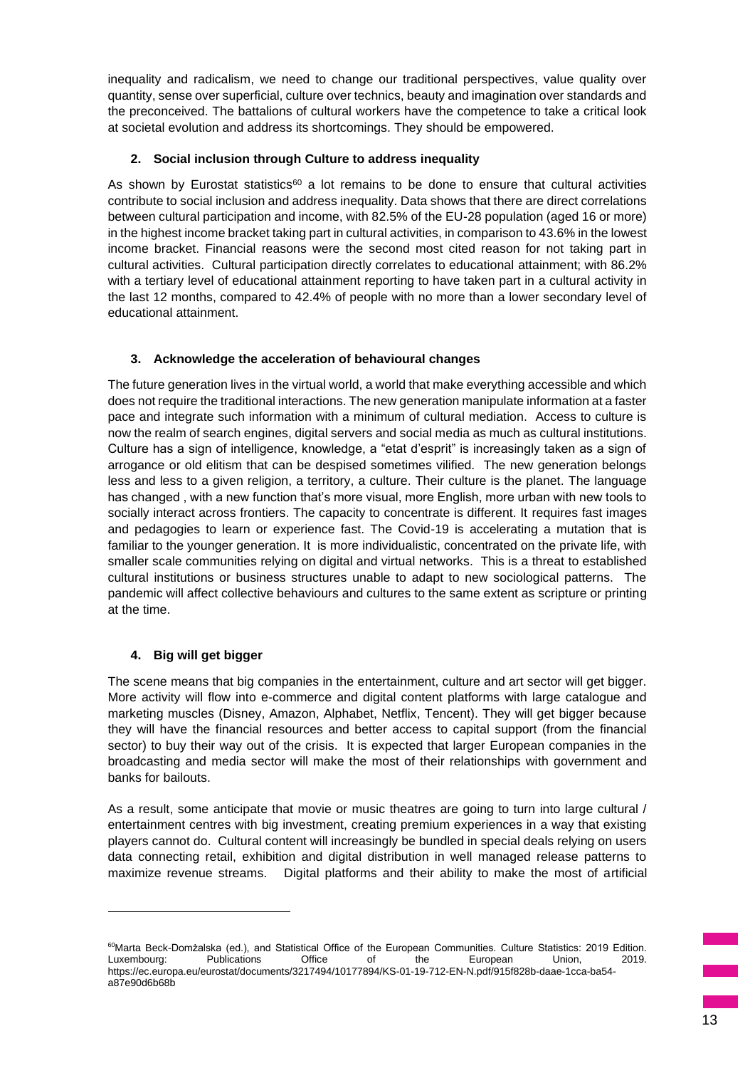inequality and radicalism, we need to change our traditional perspectives, value quality over quantity, sense over superficial, culture over technics, beauty and imagination over standards and the preconceived. The battalions of cultural workers have the competence to take a critical look at societal evolution and address its shortcomings. They should be empowered.

### 2. Social inclusion through Culture to address inequality

As shown by Eurostat statistics[60] a lot remains to be done to ensure that cultural activities contribute to social inclusion and address inequality. Data shows that there are direct correlations between cultural participation and income, with 82.5% of the EU-28 population (aged 16 or more) in the highest income bracket taking part in cultural activities, in comparison to 43.6% in the lowest income bracket. Financial reasons were the second most cited reason for not taking part in cultural activities. Cultural participation directly correlates to educational attainment; with 86.2% with a tertiary level of educational attainment reporting to have taken part in a cultural activity in the last 12 months, compared to 42.4% of people with no more than a lower secondary level of educational attainment.

### 3. Acknowledge the acceleration of behavioural changes

The future generation lives in the virtual world, a world that make everything accessible and which does not require the traditional interactions. The new generation manipulate information at a faster pace and integrate such information with a minimum of cultural mediation. Access to culture is now the realm of search engines, digital servers and social media as much as cultural institutions. Culture has a sign of intelligence, knowledge, a "etat d'esprit" is increasingly taken as a sign of arrogance or old elitism that can be despised sometimes vilified. The new generation belongs less and less to a given religion, a territory, a culture. Their culture is the planet. The language has changed , with a new function that's more visual, more English, more urban with new tools to socially interact across frontiers. The capacity to concentrate is different. It requires fast images and pedagogies to learn or experience fast. The Covid-19 is accelerating a mutation that is familiar to the younger generation. It is more individualistic, concentrated on the private life, with smaller scale communities relying on digital and virtual networks. This is a threat to established cultural institutions or business structures unable to adapt to new sociological patterns. The pandemic will affect collective behaviours and cultures to the same extent as scripture or printing at the time.

### 4. Big will get bigger

The scene means that big companies in the entertainment, culture and art sector will get bigger. More activity will flow into e-commerce and digital content platforms with large catalogue and marketing muscles (Disney, Amazon, Alphabet, Netflix, Tencent). They will get bigger because they will have the financial resources and better access to capital support (from the financial sector) to buy their way out of the crisis. It is expected that larger European companies in the broadcasting and media sector will make the most of their relationships with government and banks for bailouts.

As a result, some anticipate that movie or music theatres are going to turn into large cultural / entertainment centres with big investment, creating premium experiences in a way that existing players cannot do. Cultural content will increasingly be bundled in special deals relying on users data connecting retail, exhibition and digital distribution in well managed release patterns to maximize revenue streams. Digital platforms and their ability to make the most of artificial

---

[60] Marta Beck-Domżalska (ed.), and Statistical Office of the European Communities. Culture Statistics: 2019 Edition. Luxembourg: Publications Office of the European Union, 2019. https://ec.europa.eu/eurostat/documents/3217494/10177894/KS-01-19-712-EN-N.pdf/915f828b-daae-1cca-ba54-a87e90d6b68b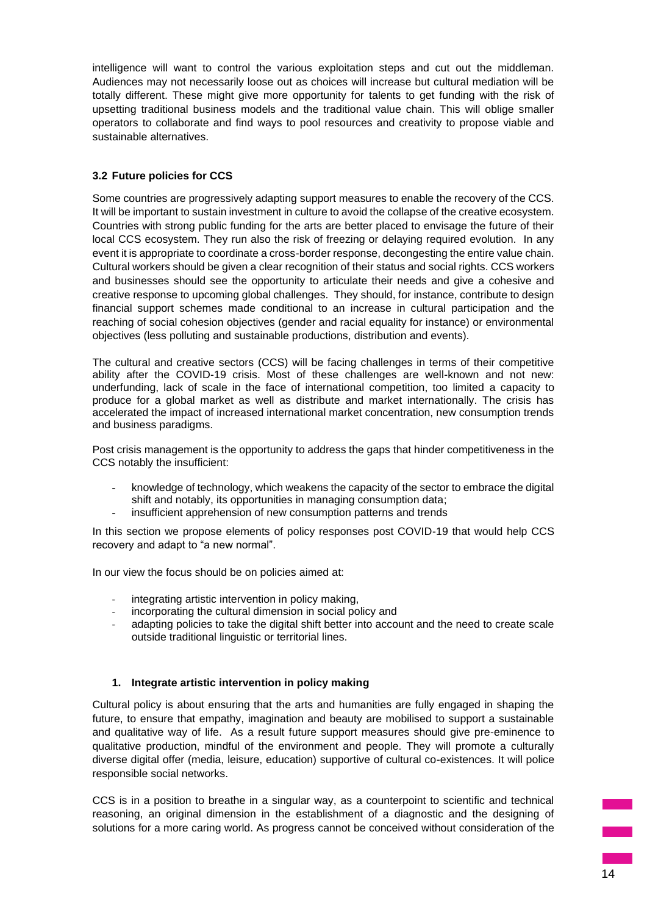intelligence will want to control the various exploitation steps and cut out the middleman. Audiences may not necessarily loose out as choices will increase but cultural mediation will be totally different. These might give more opportunity for talents to get funding with the risk of upsetting traditional business models and the traditional value chain. This will oblige smaller operators to collaborate and find ways to pool resources and creativity to propose viable and sustainable alternatives.

### 3.2 Future policies for CCS

Some countries are progressively adapting support measures to enable the recovery of the CCS. It will be important to sustain investment in culture to avoid the collapse of the creative ecosystem. Countries with strong public funding for the arts are better placed to envisage the future of their local CCS ecosystem. They run also the risk of freezing or delaying required evolution. In any event it is appropriate to coordinate a cross-border response, decongesting the entire value chain. Cultural workers should be given a clear recognition of their status and social rights. CCS workers and businesses should see the opportunity to articulate their needs and give a cohesive and creative response to upcoming global challenges. They should, for instance, contribute to design financial support schemes made conditional to an increase in cultural participation and the reaching of social cohesion objectives (gender and racial equality for instance) or environmental objectives (less polluting and sustainable productions, distribution and events).

The cultural and creative sectors (CCS) will be facing challenges in terms of their competitive ability after the COVID-19 crisis. Most of these challenges are well-known and not new: underfunding, lack of scale in the face of international competition, too limited a capacity to produce for a global market as well as distribute and market internationally. The crisis has accelerated the impact of increased international market concentration, new consumption trends and business paradigms.

Post crisis management is the opportunity to address the gaps that hinder competitiveness in the CCS notably the insufficient:

- knowledge of technology, which weakens the capacity of the sector to embrace the digital shift and notably, its opportunities in managing consumption data;
- insufficient apprehension of new consumption patterns and trends

In this section we propose elements of policy responses post COVID-19 that would help CCS recovery and adapt to "a new normal".

In our view the focus should be on policies aimed at:

- integrating artistic intervention in policy making,
- incorporating the cultural dimension in social policy and
- adapting policies to take the digital shift better into account and the need to create scale outside traditional linguistic or territorial lines.

#### 1. Integrate artistic intervention in policy making

Cultural policy is about ensuring that the arts and humanities are fully engaged in shaping the future, to ensure that empathy, imagination and beauty are mobilised to support a sustainable and qualitative way of life. As a result future support measures should give pre-eminence to qualitative production, mindful of the environment and people. They will promote a culturally diverse digital offer (media, leisure, education) supportive of cultural co-existences. It will police responsible social networks.

CCS is in a position to breathe in a singular way, as a counterpoint to scientific and technical reasoning, an original dimension in the establishment of a diagnostic and the designing of solutions for a more caring world. As progress cannot be conceived without consideration of the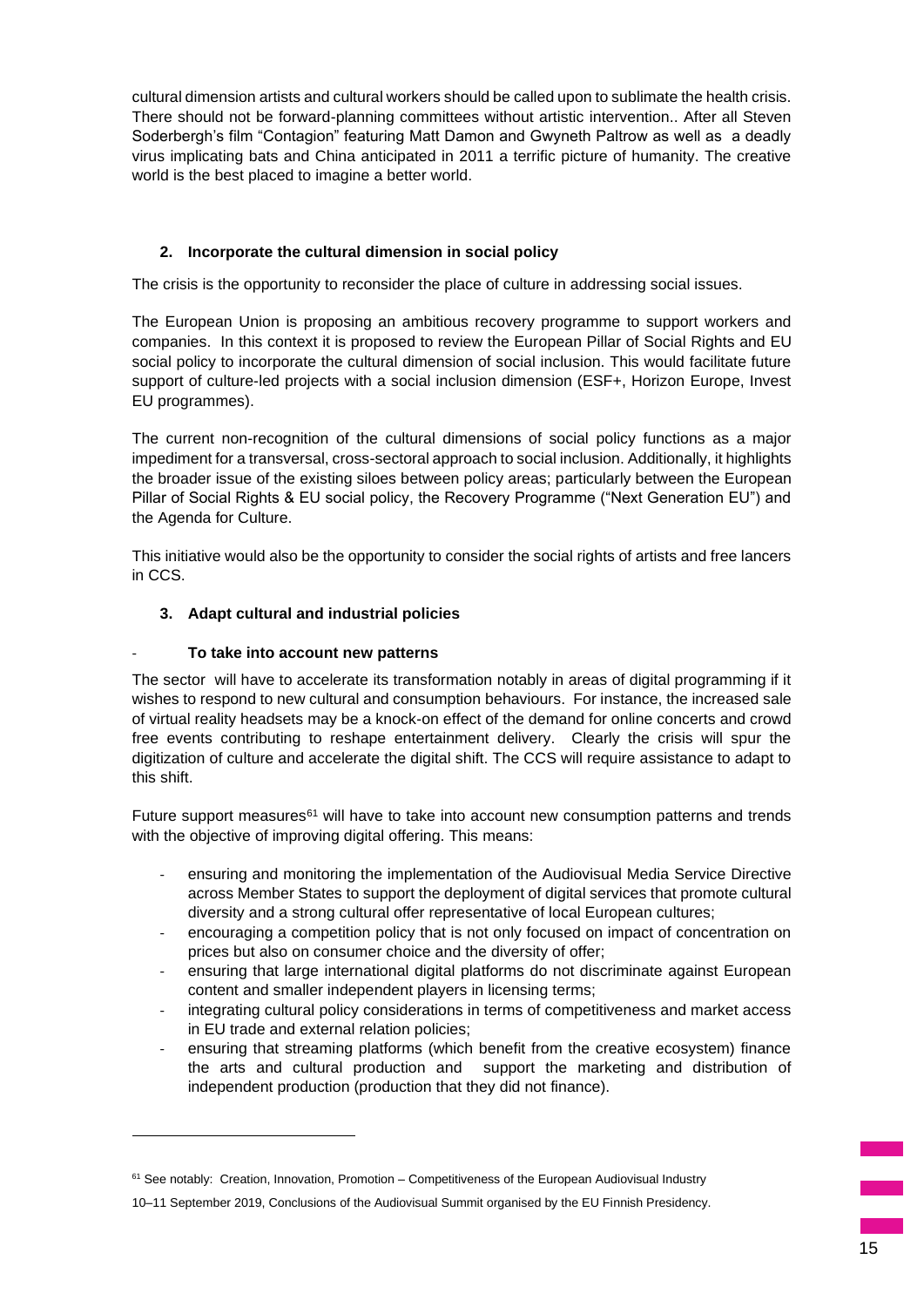cultural dimension artists and cultural workers should be called upon to sublimate the health crisis. There should not be forward-planning committees without artistic intervention.. After all Steven Soderbergh's film "Contagion" featuring Matt Damon and Gwyneth Paltrow as well as a deadly virus implicating bats and China anticipated in 2011 a terrific picture of humanity. The creative world is the best placed to imagine a better world.

### 2. Incorporate the cultural dimension in social policy

The crisis is the opportunity to reconsider the place of culture in addressing social issues.

The European Union is proposing an ambitious recovery programme to support workers and companies. In this context it is proposed to review the European Pillar of Social Rights and EU social policy to incorporate the cultural dimension of social inclusion. This would facilitate future support of culture-led projects with a social inclusion dimension (ESF+, Horizon Europe, Invest EU programmes).

The current non-recognition of the cultural dimensions of social policy functions as a major impediment for a transversal, cross-sectoral approach to social inclusion. Additionally, it highlights the broader issue of the existing siloes between policy areas; particularly between the European Pillar of Social Rights & EU social policy, the Recovery Programme ("Next Generation EU") and the Agenda for Culture.

This initiative would also be the opportunity to consider the social rights of artists and free lancers in CCS.

### 3. Adapt cultural and industrial policies

- **To take into account new patterns**

The sector will have to accelerate its transformation notably in areas of digital programming if it wishes to respond to new cultural and consumption behaviours. For instance, the increased sale of virtual reality headsets may be a knock-on effect of the demand for online concerts and crowd free events contributing to reshape entertainment delivery. Clearly the crisis will spur the digitization of culture and accelerate the digital shift. The CCS will require assistance to adapt to this shift.

Future support measures[61] will have to take into account new consumption patterns and trends with the objective of improving digital offering. This means:

- ensuring and monitoring the implementation of the Audiovisual Media Service Directive across Member States to support the deployment of digital services that promote cultural diversity and a strong cultural offer representative of local European cultures;
- encouraging a competition policy that is not only focused on impact of concentration on prices but also on consumer choice and the diversity of offer;
- ensuring that large international digital platforms do not discriminate against European content and smaller independent players in licensing terms;
- integrating cultural policy considerations in terms of competitiveness and market access in EU trade and external relation policies;
- ensuring that streaming platforms (which benefit from the creative ecosystem) finance the arts and cultural production and support the marketing and distribution of independent production (production that they did not finance).

[61] See notably: Creation, Innovation, Promotion – Competitiveness of the European Audiovisual Industry 10–11 September 2019, Conclusions of the Audiovisual Summit organised by the EU Finnish Presidency.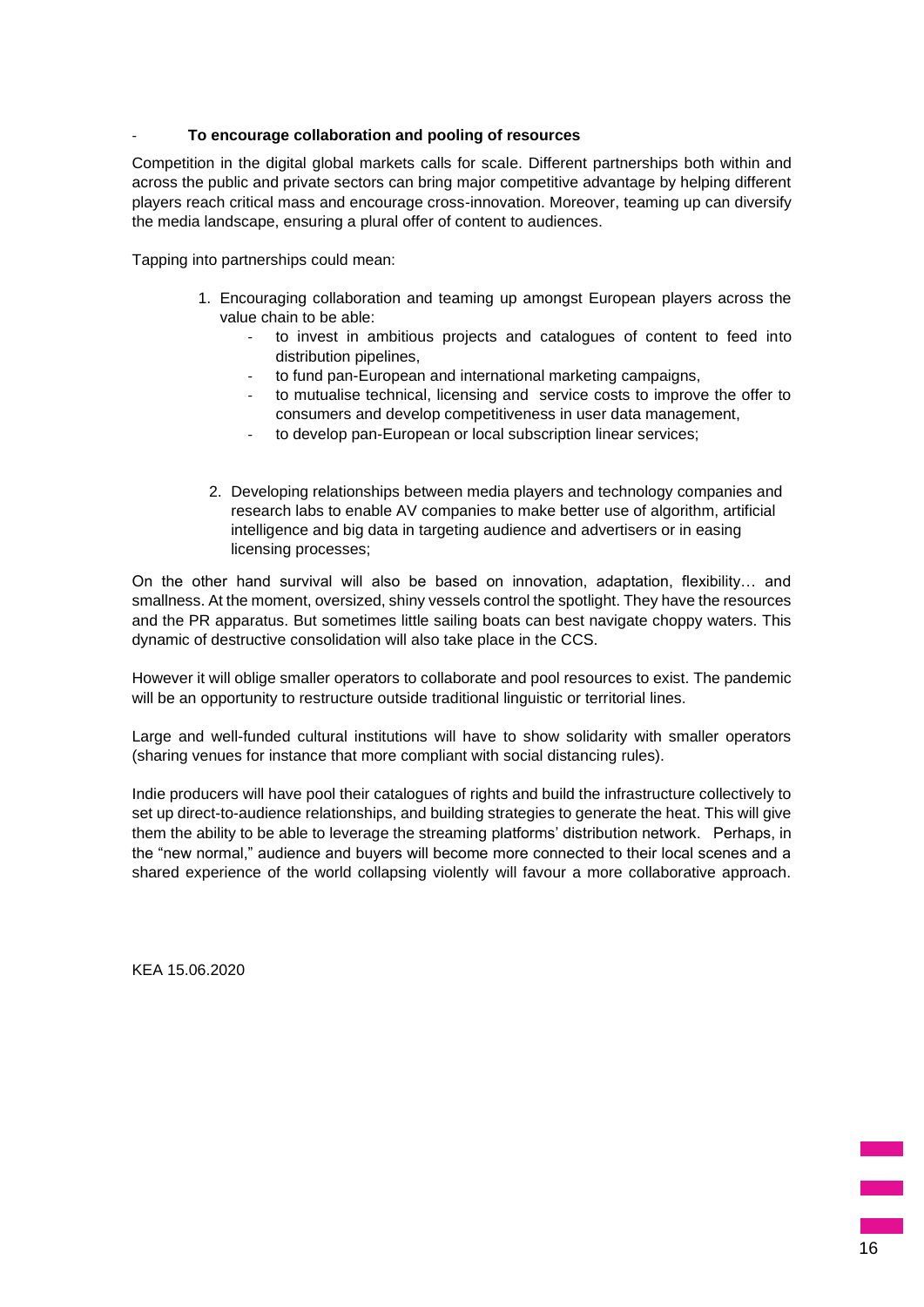- **To encourage collaboration and pooling of resources**

Competition in the digital global markets calls for scale. Different partnerships both within and across the public and private sectors can bring major competitive advantage by helping different players reach critical mass and encourage cross-innovation. Moreover, teaming up can diversify the media landscape, ensuring a plural offer of content to audiences.

Tapping into partnerships could mean:

1. Encouraging collaboration and teaming up amongst European players across the value chain to be able:
   - to invest in ambitious projects and catalogues of content to feed into distribution pipelines,
   - to fund pan-European and international marketing campaigns,
   - to mutualise technical, licensing and service costs to improve the offer to consumers and develop competitiveness in user data management,
   - to develop pan-European or local subscription linear services;

2. Developing relationships between media players and technology companies and research labs to enable AV companies to make better use of algorithm, artificial intelligence and big data in targeting audience and advertisers or in easing licensing processes;

On the other hand survival will also be based on innovation, adaptation, flexibility… and smallness. At the moment, oversized, shiny vessels control the spotlight. They have the resources and the PR apparatus. But sometimes little sailing boats can best navigate choppy waters. This dynamic of destructive consolidation will also take place in the CCS.

However it will oblige smaller operators to collaborate and pool resources to exist. The pandemic will be an opportunity to restructure outside traditional linguistic or territorial lines.

Large and well-funded cultural institutions will have to show solidarity with smaller operators (sharing venues for instance that more compliant with social distancing rules).

Indie producers will have pool their catalogues of rights and build the infrastructure collectively to set up direct-to-audience relationships, and building strategies to generate the heat. This will give them the ability to be able to leverage the streaming platforms' distribution network. Perhaps, in the "new normal," audience and buyers will become more connected to their local scenes and a shared experience of the world collapsing violently will favour a more collaborative approach.

KEA 15.06.2020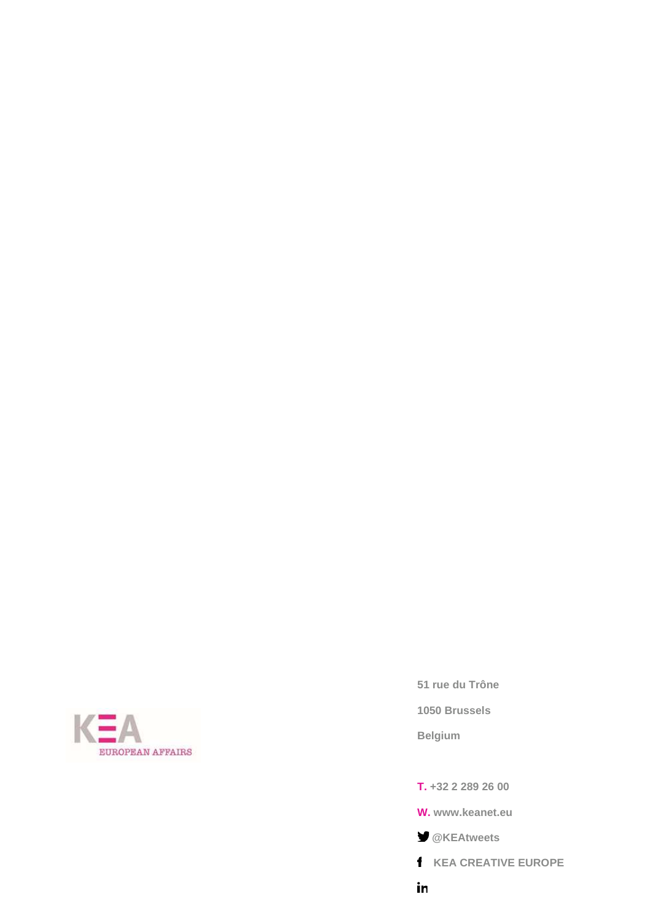KEA EUROPEAN AFFAIRS

51 rue du Trône

1050 Brussels

Belgium

**T.** +32 2 289 26 00

**W.** www.keanet.eu

@KEAtweets

KEA CREATIVE EUROPE